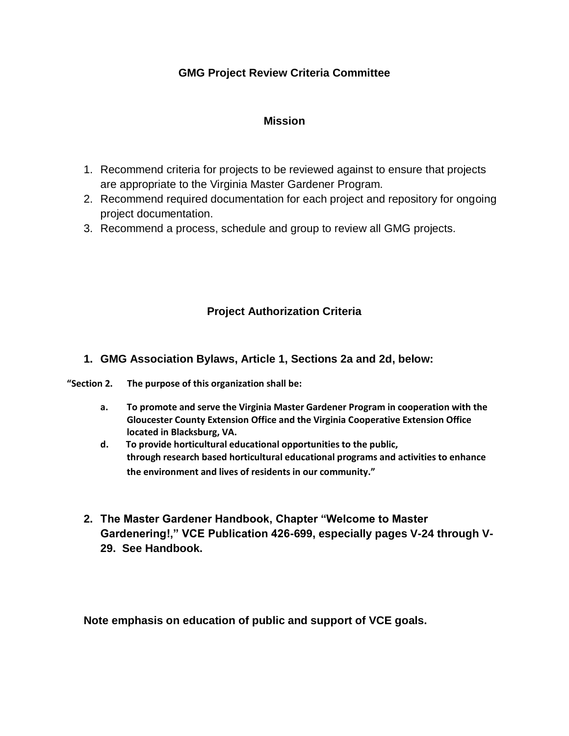# GMG Project Review Criteria Committee

## Mission

1. Recommend criteria for projects to be reviewed against to ensure that projects are appropriate to the Virginia Master Gardener Program.
2. Recommend required documentation for each project and repository for ongoing project documentation.
3. Recommend a process, schedule and group to review all GMG projects.

## Project Authorization Criteria

1. **GMG Association Bylaws, Article 1, Sections 2a and 2d, below:**

**"Section 2. The purpose of this organization shall be:**

- **a. To promote and serve the Virginia Master Gardener Program in cooperation with the Gloucester County Extension Office and the Virginia Cooperative Extension Office located in Blacksburg, VA.**
- **d. To provide horticultural educational opportunities to the public, through research based horticultural educational programs and activities to enhance the environment and lives of residents in our community."**

2. **The Master Gardener Handbook, Chapter "Welcome to Master Gardenering!," VCE Publication 426-699, especially pages V-24 through V-29. See Handbook.**

**Note emphasis on education of public and support of VCE goals.**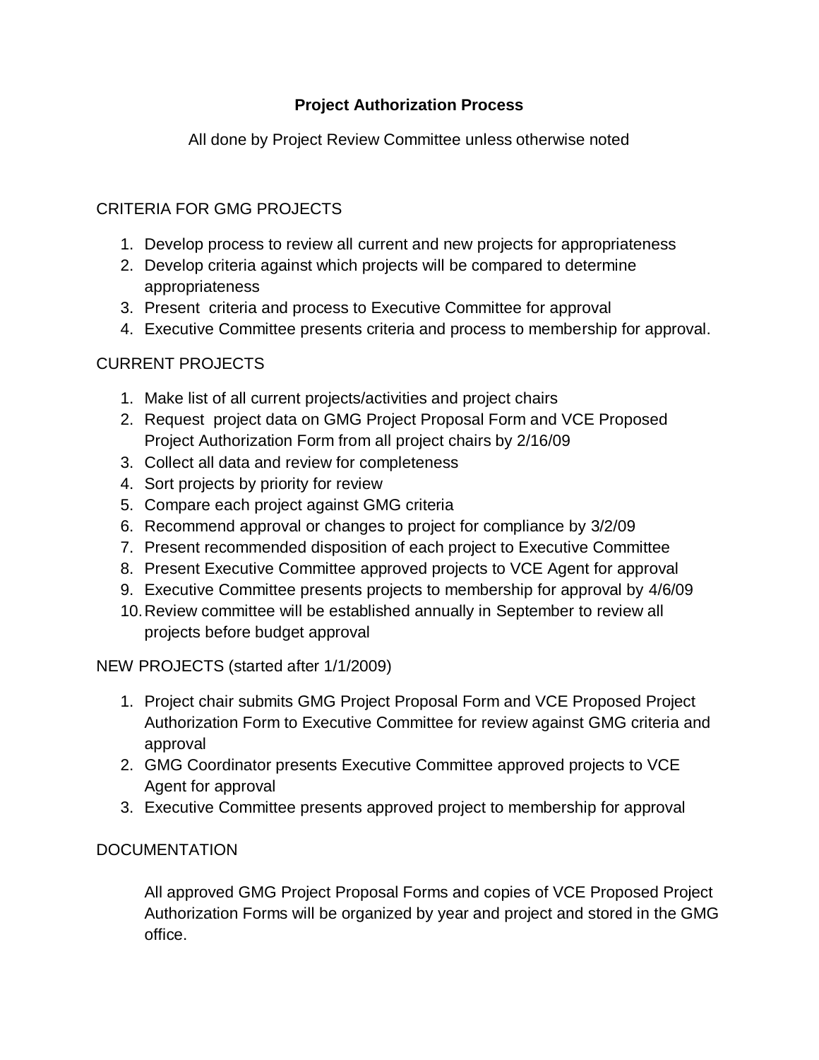# Project Authorization Process

All done by Project Review Committee unless otherwise noted

## CRITERIA FOR GMG PROJECTS

1. Develop process to review all current and new projects for appropriateness
2. Develop criteria against which projects will be compared to determine appropriateness
3. Present criteria and process to Executive Committee for approval
4. Executive Committee presents criteria and process to membership for approval.

## CURRENT PROJECTS

1. Make list of all current projects/activities and project chairs
2. Request project data on GMG Project Proposal Form and VCE Proposed Project Authorization Form from all project chairs by 2/16/09
3. Collect all data and review for completeness
4. Sort projects by priority for review
5. Compare each project against GMG criteria
6. Recommend approval or changes to project for compliance by 3/2/09
7. Present recommended disposition of each project to Executive Committee
8. Present Executive Committee approved projects to VCE Agent for approval
9. Executive Committee presents projects to membership for approval by 4/6/09
10. Review committee will be established annually in September to review all projects before budget approval

## NEW PROJECTS (started after 1/1/2009)

1. Project chair submits GMG Project Proposal Form and VCE Proposed Project Authorization Form to Executive Committee for review against GMG criteria and approval
2. GMG Coordinator presents Executive Committee approved projects to VCE Agent for approval
3. Executive Committee presents approved project to membership for approval

## DOCUMENTATION

All approved GMG Project Proposal Forms and copies of VCE Proposed Project Authorization Forms will be organized by year and project and stored in the GMG office.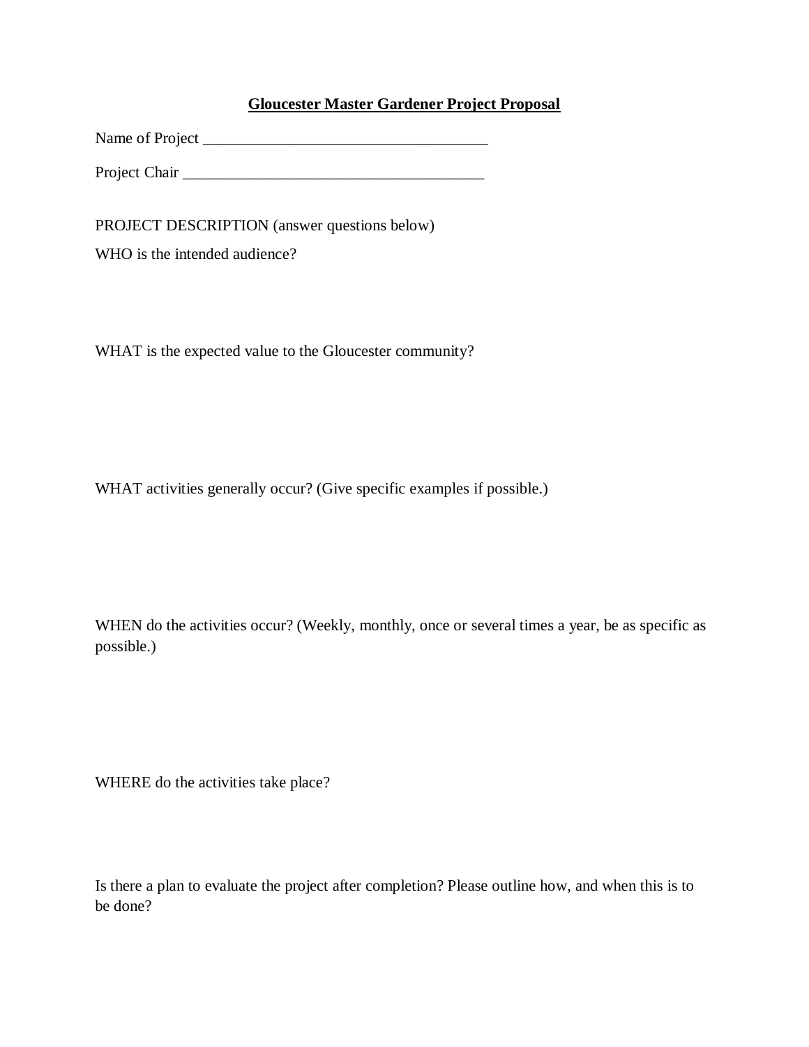# Gloucester Master Gardener Project Proposal

Name of Project ____________________________________

Project Chair ______________________________________

PROJECT DESCRIPTION (answer questions below)

WHO is the intended audience?

WHAT is the expected value to the Gloucester community?

WHAT activities generally occur? (Give specific examples if possible.)

WHEN do the activities occur? (Weekly, monthly, once or several times a year, be as specific as possible.)

WHERE do the activities take place?

Is there a plan to evaluate the project after completion? Please outline how, and when this is to be done?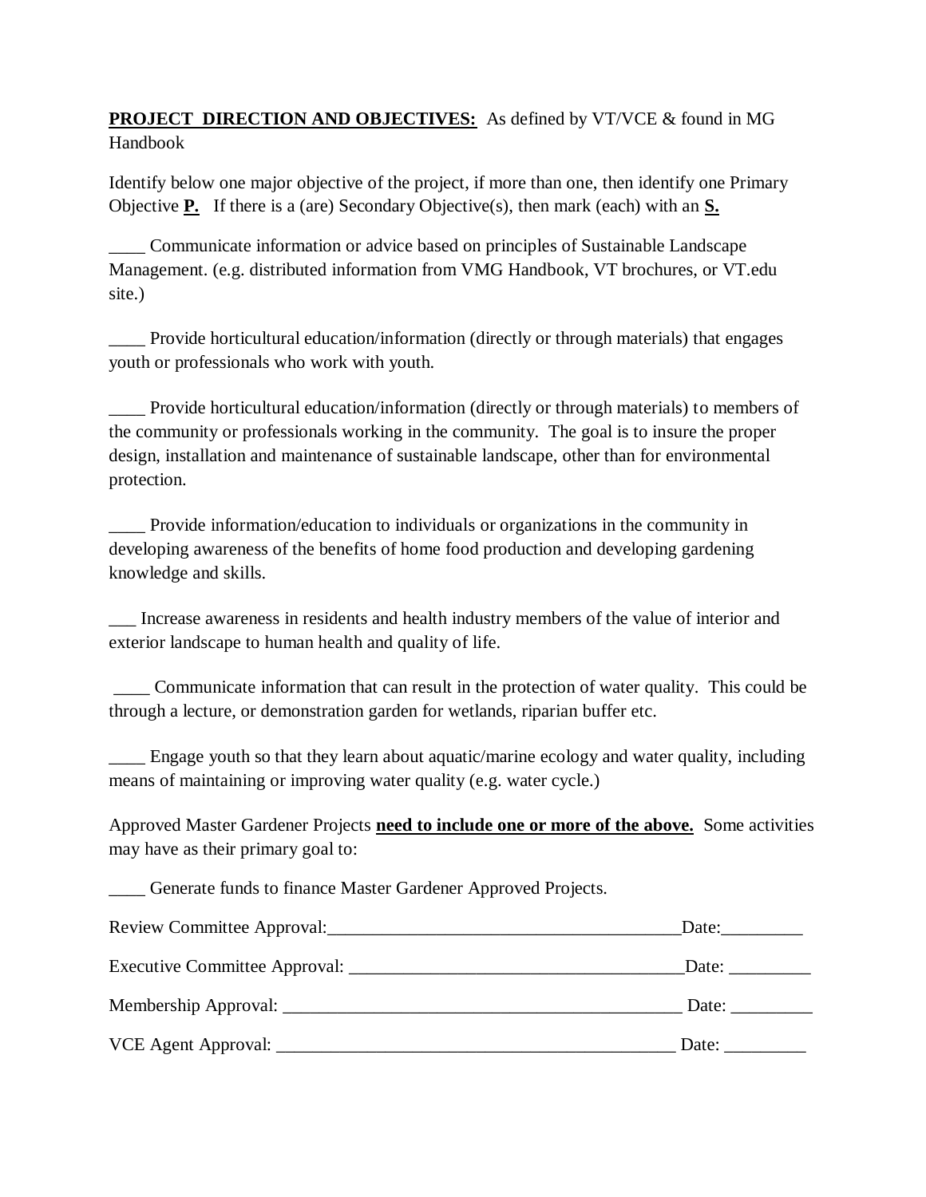**PROJECT DIRECTION AND OBJECTIVES:** As defined by VT/VCE & found in MG Handbook

Identify below one major objective of the project, if more than one, then identify one Primary Objective **P.** If there is a (are) Secondary Objective(s), then mark (each) with an **S.**

____ Communicate information or advice based on principles of Sustainable Landscape Management. (e.g. distributed information from VMG Handbook, VT brochures, or VT.edu site.)

____ Provide horticultural education/information (directly or through materials) that engages youth or professionals who work with youth.

____ Provide horticultural education/information (directly or through materials) to members of the community or professionals working in the community. The goal is to insure the proper design, installation and maintenance of sustainable landscape, other than for environmental protection.

____ Provide information/education to individuals or organizations in the community in developing awareness of the benefits of home food production and developing gardening knowledge and skills.

___ Increase awareness in residents and health industry members of the value of interior and exterior landscape to human health and quality of life.

____ Communicate information that can result in the protection of water quality. This could be through a lecture, or demonstration garden for wetlands, riparian buffer etc.

____ Engage youth so that they learn about aquatic/marine ecology and water quality, including means of maintaining or improving water quality (e.g. water cycle.)

Approved Master Gardener Projects **need to include one or more of the above.** Some activities may have as their primary goal to:

____ Generate funds to finance Master Gardener Approved Projects.

Review Committee Approval:________________________________________Date:_________

Executive Committee Approval: ______________________________________Date: _________

Membership Approval: ______________________________________________ Date: _________

VCE Agent Approval: _______________________________________________ Date: _________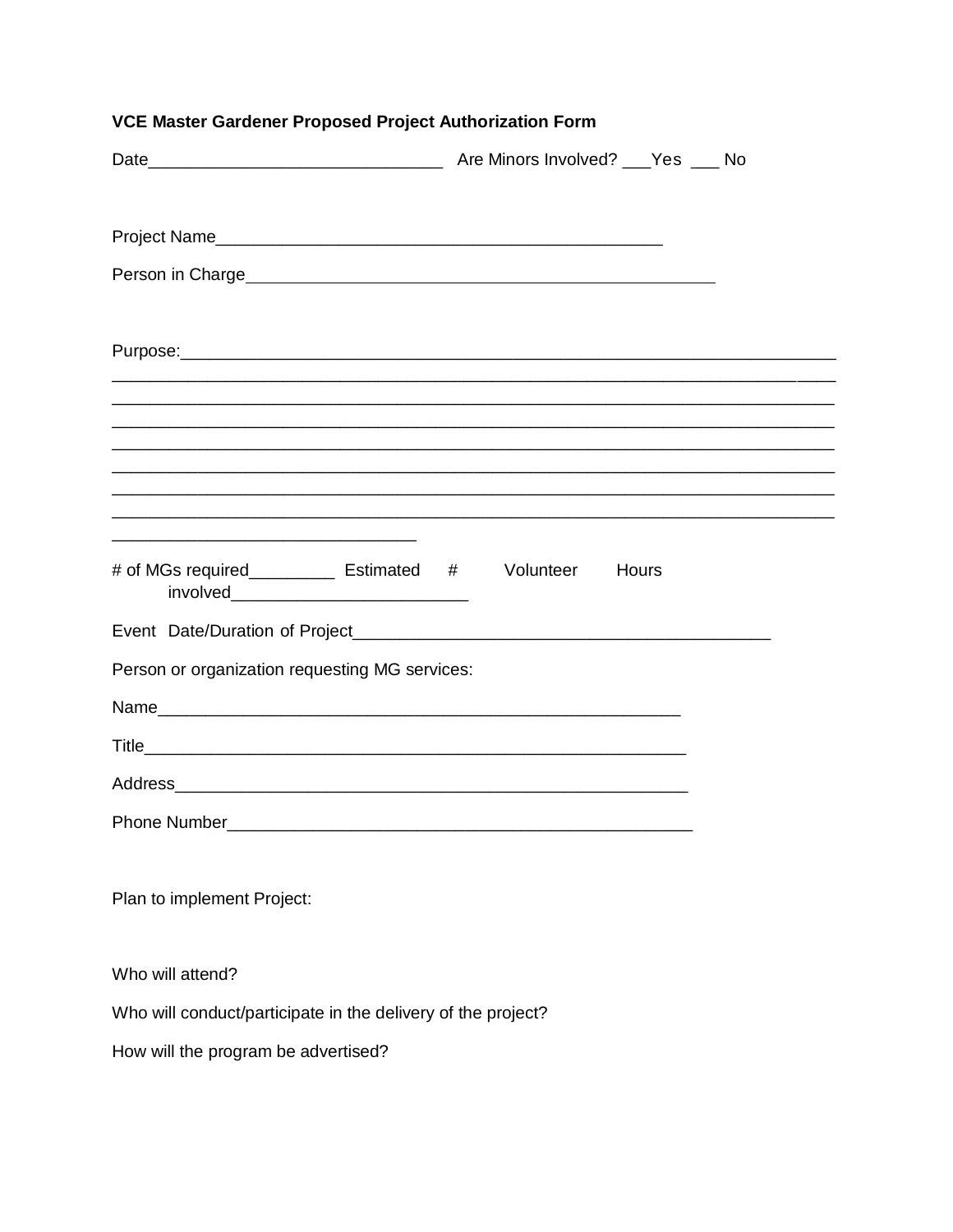**VCE Master Gardener Proposed Project Authorization Form**

Date______________________________ Are Minors Involved? ___Yes ___ No

Project Name_______________________________________________

Person in Charge___________________________________________________

Purpose:_____________________________________________________________________
__________________________________________________________________________________
__________________________________________________________________________________
__________________________________________________________________________________
__________________________________________________________________________________
__________________________________________________________________________________
__________________________________________________________________________________
__________________________________________________________________________________
________________________________

# of MGs required_________ Estimated # Volunteer Hours involved_________________________

Event Date/Duration of Project____________________________________________

Person or organization requesting MG services:

Name_______________________________________________________

Title_________________________________________________________

Address_____________________________________________________

Phone Number_________________________________________________

Plan to implement Project:

Who will attend?

Who will conduct/participate in the delivery of the project?

How will the program be advertised?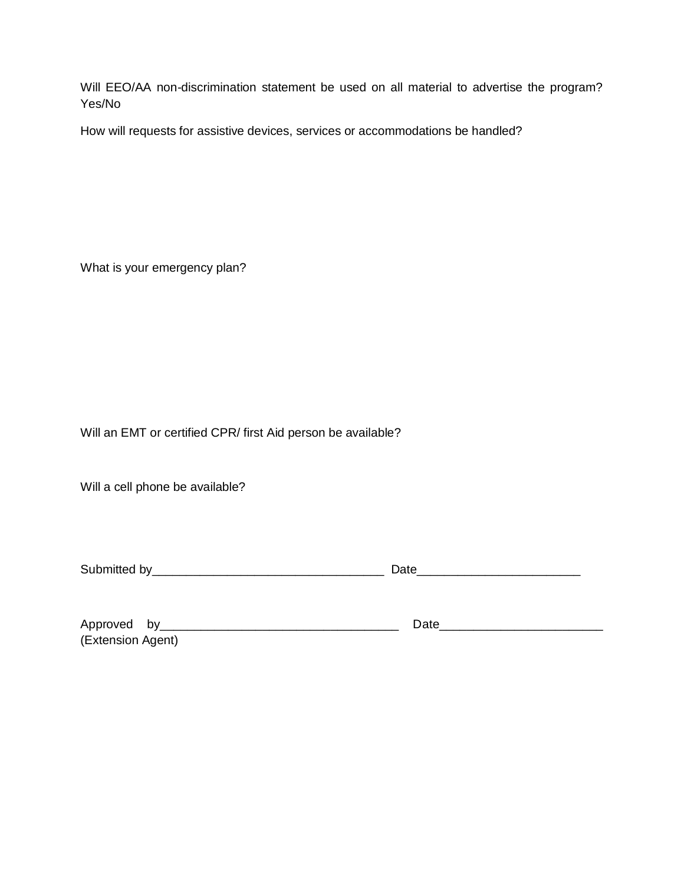Will EEO/AA non-discrimination statement be used on all material to advertise the program? Yes/No

How will requests for assistive devices, services or accommodations be handled?

What is your emergency plan?

Will an EMT or certified CPR/ first Aid person be available?

Will a cell phone be available?

Submitted by_________________________________ Date_______________________

Approved by__________________________________ Date_______________________
(Extension Agent)